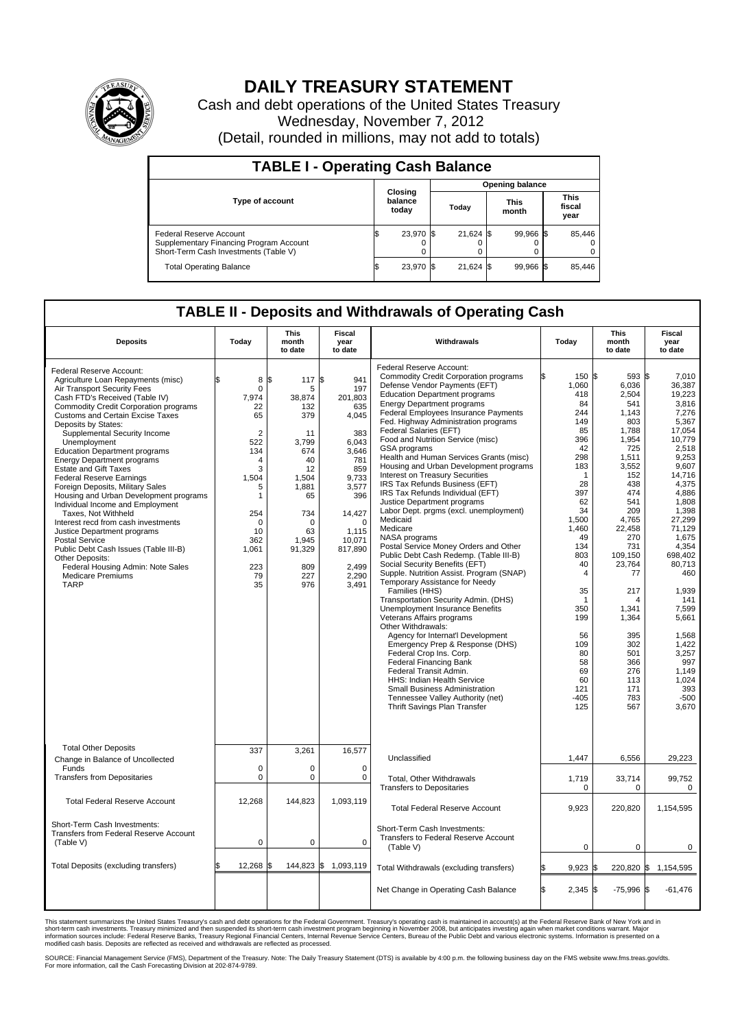# DAILY TREASURY STATEMENT

Cash and debt operations of the United States Treasury

Wednesday, November 7, 2012

(Detail, rounded in millions, may not add to totals)

## TABLE I - Operating Cash Balance

| Type of account | Closing balance today | Opening balance Today | Opening balance This month | Opening balance This fiscal year |
|---|---|---|---|---|
| Federal Reserve Account | $ 23,970 | $ 21,624 | $ 99,966 | $ 85,446 |
| Supplementary Financing Program Account | 0 | 0 | 0 | 0 |
| Short-Term Cash Investments (Table V) | 0 | 0 | 0 | 0 |
| Total Operating Balance | $ 23,970 | $ 21,624 | $ 99,966 | $ 85,446 |

## TABLE II - Deposits and Withdrawals of Operating Cash

| Deposits | Today | This month to date | Fiscal year to date |
|---|---|---|---|
| Federal Reserve Account: | | | |
| Agriculture Loan Repayments (misc) | $ 8 | $ 117 | $ 941 |
| Air Transport Security Fees | 0 | 5 | 197 |
| Cash FTD's Received (Table IV) | 7,974 | 38,874 | 201,803 |
| Commodity Credit Corporation programs | 22 | 132 | 635 |
| Customs and Certain Excise Taxes | 65 | 379 | 4,045 |
| Deposits by States: | | | |
| Supplemental Security Income | 2 | 11 | 383 |
| Unemployment | 522 | 3,799 | 6,043 |
| Education Department programs | 134 | 674 | 3,646 |
| Energy Department programs | 4 | 40 | 781 |
| Estate and Gift Taxes | 3 | 12 | 859 |
| Federal Reserve Earnings | 1,504 | 1,504 | 9,733 |
| Foreign Deposits, Military Sales | 5 | 1,881 | 3,577 |
| Housing and Urban Development programs | 1 | 65 | 396 |
| Individual Income and Employment Taxes, Not Withheld | 254 | 734 | 14,427 |
| Interest recd from cash investments | 0 | 0 | 0 |
| Justice Department programs | 10 | 63 | 1,115 |
| Postal Service | 362 | 1,945 | 10,071 |
| Public Debt Cash Issues (Table III-B) | 1,061 | 91,329 | 817,890 |
| Other Deposits: | | | |
| Federal Housing Admin: Note Sales | 223 | 809 | 2,499 |
| Medicare Premiums | 79 | 227 | 2,290 |
| TARP | 35 | 976 | 3,491 |
| Total Other Deposits | 337 | 3,261 | 16,577 |
| Change in Balance of Uncollected Funds | 0 | 0 | 0 |
| Transfers from Depositaries | 0 | 0 | 0 |
| Total Federal Reserve Account | 12,268 | 144,823 | 1,093,119 |
| Short-Term Cash Investments: Transfers from Federal Reserve Account (Table V) | 0 | 0 | 0 |
| Total Deposits (excluding transfers) | $ 12,268 | $ 144,823 | $ 1,093,119 |

| Withdrawals | Today | This month to date | Fiscal year to date |
|---|---|---|---|
| Federal Reserve Account: | | | |
| Commodity Credit Corporation programs | $ 150 | $ 593 | $ 7,010 |
| Defense Vendor Payments (EFT) | 1,060 | 6,036 | 36,387 |
| Education Department programs | 418 | 2,504 | 19,223 |
| Energy Department programs | 84 | 541 | 3,816 |
| Federal Employees Insurance Payments | 244 | 1,143 | 7,276 |
| Fed. Highway Administration programs | 149 | 803 | 5,367 |
| Federal Salaries (EFT) | 85 | 1,788 | 17,054 |
| Food and Nutrition Service (misc) | 396 | 1,954 | 10,779 |
| GSA programs | 42 | 725 | 2,518 |
| Health and Human Services Grants (misc) | 298 | 1,511 | 9,253 |
| Housing and Urban Development programs | 183 | 3,552 | 9,607 |
| Interest on Treasury Securities | 1 | 152 | 14,716 |
| IRS Tax Refunds Business (EFT) | 28 | 438 | 4,375 |
| IRS Tax Refunds Individual (EFT) | 397 | 474 | 4,886 |
| Justice Department programs | 62 | 541 | 1,808 |
| Labor Dept. prgms (excl. unemployment) | 34 | 209 | 1,398 |
| Medicaid | 1,500 | 4,765 | 27,299 |
| Medicare | 1,460 | 22,458 | 71,129 |
| NASA programs | 49 | 270 | 1,675 |
| Postal Service Money Orders and Other | 134 | 731 | 4,354 |
| Public Debt Cash Redemp. (Table III-B) | 803 | 109,150 | 698,402 |
| Social Security Benefits (EFT) | 40 | 23,764 | 80,713 |
| Supple. Nutrition Assist. Program (SNAP) | 4 | 77 | 460 |
| Temporary Assistance for Needy Families (HHS) | 35 | 217 | 1,939 |
| Transportation Security Admin. (DHS) | 1 | 4 | 141 |
| Unemployment Insurance Benefits | 350 | 1,341 | 7,599 |
| Veterans Affairs programs | 199 | 1,364 | 5,661 |
| Other Withdrawals: | | | |
| Agency for Internat'l Development | 56 | 395 | 1,568 |
| Emergency Prep & Response (DHS) | 109 | 302 | 1,422 |
| Federal Crop Ins. Corp. | 80 | 501 | 3,257 |
| Federal Financing Bank | 58 | 366 | 997 |
| Federal Transit Admin. | 69 | 276 | 1,149 |
| HHS: Indian Health Service | 60 | 113 | 1,024 |
| Small Business Administration | 121 | 171 | 393 |
| Tennessee Valley Authority (net) | -405 | 783 | -500 |
| Thrift Savings Plan Transfer | 125 | 567 | 3,670 |
| Unclassified | 1,447 | 6,556 | 29,223 |
| Total, Other Withdrawals | 1,719 | 33,714 | 99,752 |
| Transfers to Depositaries | 0 | 0 | 0 |
| Total Federal Reserve Account | 9,923 | 220,820 | 1,154,595 |
| Short-Term Cash Investments: Transfers to Federal Reserve Account (Table V) | 0 | 0 | 0 |
| Total Withdrawals (excluding transfers) | $ 9,923 | $ 220,820 | $ 1,154,595 |
| Net Change in Operating Cash Balance | $ 2,345 | $ -75,996 | $ -61,476 |

This statement summarizes the United States Treasury's cash and debt operations for the Federal Government. Treasury's operating cash is maintained in account(s) at the Federal Reserve Bank of New York and in short-term cash investments. Treasury minimized and then suspended its short-term cash investment program beginning in November 2008, but anticipates investing again when market conditions warrant. Major information sources include: Federal Reserve Banks, Treasury Regional Financial Centers, Internal Revenue Service Centers, Bureau of the Public Debt and various electronic systems. Information is presented on a modified cash basis. Deposits are reflected as received and withdrawals are reflected as processed.

SOURCE: Financial Management Service (FMS), Department of the Treasury. Note: The Daily Treasury Statement (DTS) is available by 4:00 p.m. the following business day on the FMS website www.fms.treas.gov/dts. For more information, call the Cash Forecasting Division at 202-874-9789.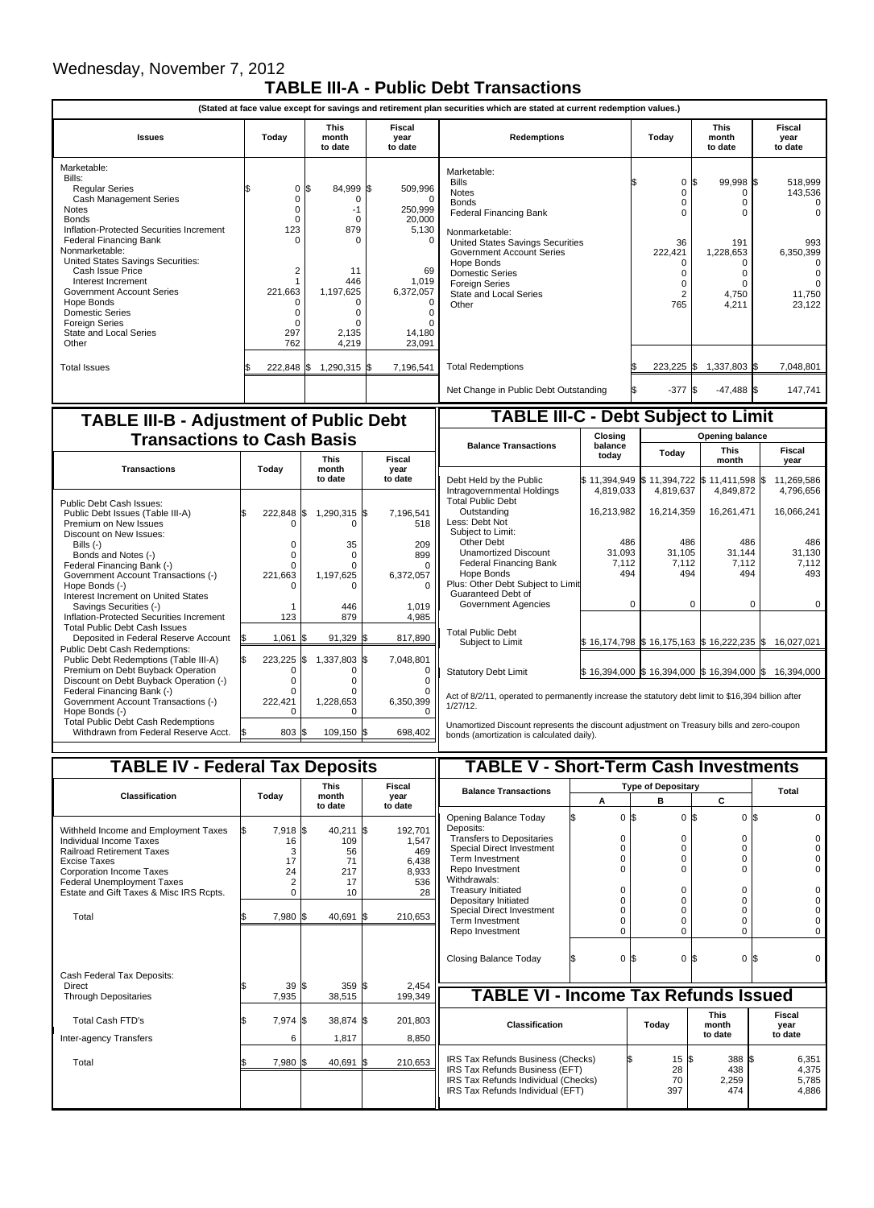Wednesday, November 7, 2012

# TABLE III-A - Public Debt Transactions

(Stated at face value except for savings and retirement plan securities which are stated at current redemption values.)

| Issues | Today | This month to date | Fiscal year to date |
|---|---|---|---|
| Marketable: | | | |
| Bills: | | | |
| Regular Series | $ 0 | $ 84,999 | $ 509,996 |
| Cash Management Series | 0 | 0 | 0 |
| Notes | 0 | -1 | 250,999 |
| Bonds | 0 | 0 | 20,000 |
| Inflation-Protected Securities Increment | 123 | 879 | 5,130 |
| Federal Financing Bank | 0 | 0 | 0 |
| Nonmarketable: | | | |
| United States Savings Securities: | | | |
| Cash Issue Price | 2 | 11 | 69 |
| Interest Increment | 1 | 446 | 1,019 |
| Government Account Series | 221,663 | 1,197,625 | 6,372,057 |
| Hope Bonds | 0 | 0 | 0 |
| Domestic Series | 0 | 0 | 0 |
| Foreign Series | 0 | 0 | 0 |
| State and Local Series | 297 | 2,135 | 14,180 |
| Other | 762 | 4,219 | 23,091 |
| Total Issues | $ 222,848 | $ 1,290,315 | $ 7,196,541 |

| Redemptions | Today | This month to date | Fiscal year to date |
|---|---|---|---|
| Marketable: | | | |
| Bills | $ 0 | $ 99,998 | $ 518,999 |
| Notes | 0 | 0 | 143,536 |
| Bonds | 0 | 0 | 0 |
| Federal Financing Bank | 0 | 0 | 0 |
| Nonmarketable: | | | |
| United States Savings Securities | 36 | 191 | 993 |
| Government Account Series | 222,421 | 1,228,653 | 6,350,399 |
| Hope Bonds | 0 | 0 | 0 |
| Domestic Series | 0 | 0 | 0 |
| Foreign Series | 0 | 0 | 0 |
| State and Local Series | 2 | 4,750 | 11,750 |
| Other | 765 | 4,211 | 23,122 |
| Total Redemptions | $ 223,225 | $ 1,337,803 | $ 7,048,801 |
| Net Change in Public Debt Outstanding | $ -377 | $ -47,488 | $ 147,741 |

# TABLE III-B - Adjustment of Public Debt Transactions to Cash Basis

| Transactions | Today | This month to date | Fiscal year to date |
|---|---|---|---|
| Public Debt Cash Issues: | | | |
| Public Debt Issues (Table III-A) | $ 222,848 | $ 1,290,315 | $ 7,196,541 |
| Premium on New Issues | 0 | 0 | 518 |
| Discount on New Issues: | | | |
| Bills (-) | 0 | 35 | 209 |
| Bonds and Notes (-) | 0 | 0 | 899 |
| Federal Financing Bank (-) | 0 | 0 | 0 |
| Government Account Transactions (-) | 221,663 | 1,197,625 | 6,372,057 |
| Hope Bonds (-) | 0 | 0 | 0 |
| Interest Increment on United States Savings Securities (-) | 1 | 446 | 1,019 |
| Inflation-Protected Securities Increment | 123 | 879 | 4,985 |
| Total Public Debt Cash Issues Deposited in Federal Reserve Account | $ 1,061 | $ 91,329 | $ 817,890 |
| Public Debt Cash Redemptions: | | | |
| Public Debt Redemptions (Table III-A) | $ 223,225 | $ 1,337,803 | $ 7,048,801 |
| Premium on Debt Buyback Operation | 0 | 0 | 0 |
| Discount on Debt Buyback Operation (-) | 0 | 0 | 0 |
| Federal Financing Bank (-) | 0 | 0 | 0 |
| Government Account Transactions (-) | 222,421 | 1,228,653 | 6,350,399 |
| Hope Bonds (-) | 0 | 0 | 0 |
| Total Public Debt Cash Redemptions Withdrawn from Federal Reserve Acct. | $ 803 | $ 109,150 | $ 698,402 |

# TABLE III-C - Debt Subject to Limit

| Balance Transactions | Closing balance today | Opening balance Today | Opening balance This month | Opening balance Fiscal year |
|---|---|---|---|---|
| Debt Held by the Public | $ 11,394,949 | $ 11,394,722 | $ 11,411,598 | $ 11,269,586 |
| Intragovernmental Holdings | 4,819,033 | 4,819,637 | 4,849,872 | 4,796,656 |
| Total Public Debt Outstanding | 16,213,982 | 16,214,359 | 16,261,471 | 16,066,241 |
| Less: Debt Not Subject to Limit: | | | | |
| Other Debt | 486 | 486 | 486 | 486 |
| Unamortized Discount | 31,093 | 31,105 | 31,144 | 31,130 |
| Federal Financing Bank | 7,112 | 7,112 | 7,112 | 7,112 |
| Hope Bonds | 494 | 494 | 494 | 493 |
| Plus: Other Debt Subject to Limit | | | | |
| Guaranteed Debt of Government Agencies | 0 | 0 | 0 | 0 |
| Total Public Debt Subject to Limit | $ 16,174,798 | $ 16,175,163 | $ 16,222,235 | $ 16,027,021 |
| Statutory Debt Limit | $ 16,394,000 | $ 16,394,000 | $ 16,394,000 | $ 16,394,000 |

Act of 8/2/11, operated to permanently increase the statutory debt limit to $16,394 billion after 1/27/12.

Unamortized Discount represents the discount adjustment on Treasury bills and zero-coupon bonds (amortization is calculated daily).

# TABLE IV - Federal Tax Deposits

| Classification | Today | This month to date | Fiscal year to date |
|---|---|---|---|
| Withheld Income and Employment Taxes | $ 7,918 | $ 40,211 | $ 192,701 |
| Individual Income Taxes | 16 | 109 | 1,547 |
| Railroad Retirement Taxes | 3 | 56 | 469 |
| Excise Taxes | 17 | 71 | 6,438 |
| Corporation Income Taxes | 24 | 217 | 8,933 |
| Federal Unemployment Taxes | 2 | 17 | 536 |
| Estate and Gift Taxes & Misc IRS Rcpts. | 0 | 10 | 28 |
| Total | $ 7,980 | $ 40,691 | $ 210,653 |
| Cash Federal Tax Deposits: | | | |
| Direct | $ 39 | $ 359 | $ 2,454 |
| Through Depositaries | 7,935 | 38,515 | 199,349 |
| Total Cash FTD's | $ 7,974 | $ 38,874 | $ 201,803 |
| Inter-agency Transfers | 6 | 1,817 | 8,850 |
| Total | $ 7,980 | $ 40,691 | $ 210,653 |

# TABLE V - Short-Term Cash Investments

| Balance Transactions | Type of Depositary A | Type of Depositary B | Type of Depositary C | Total |
|---|---|---|---|---|
| Opening Balance Today | $ 0 | $ 0 | $ 0 | $ 0 |
| Deposits: | | | | |
| Transfers to Depositaries | 0 | 0 | 0 | 0 |
| Special Direct Investment | 0 | 0 | 0 | 0 |
| Term Investment | 0 | 0 | 0 | 0 |
| Repo Investment | 0 | 0 | 0 | 0 |
| Withdrawals: | | | | |
| Treasury Initiated | 0 | 0 | 0 | 0 |
| Depositary Initiated | 0 | 0 | 0 | 0 |
| Special Direct Investment | 0 | 0 | 0 | 0 |
| Term Investment | 0 | 0 | 0 | 0 |
| Repo Investment | 0 | 0 | 0 | 0 |
| Closing Balance Today | $ 0 | $ 0 | $ 0 | $ 0 |

# TABLE VI - Income Tax Refunds Issued

| Classification | Today | This month to date | Fiscal year to date |
|---|---|---|---|
| IRS Tax Refunds Business (Checks) | $ 15 | $ 388 | $ 6,351 |
| IRS Tax Refunds Business (EFT) | 28 | 438 | 4,375 |
| IRS Tax Refunds Individual (Checks) | 70 | 2,259 | 5,785 |
| IRS Tax Refunds Individual (EFT) | 397 | 474 | 4,886 |